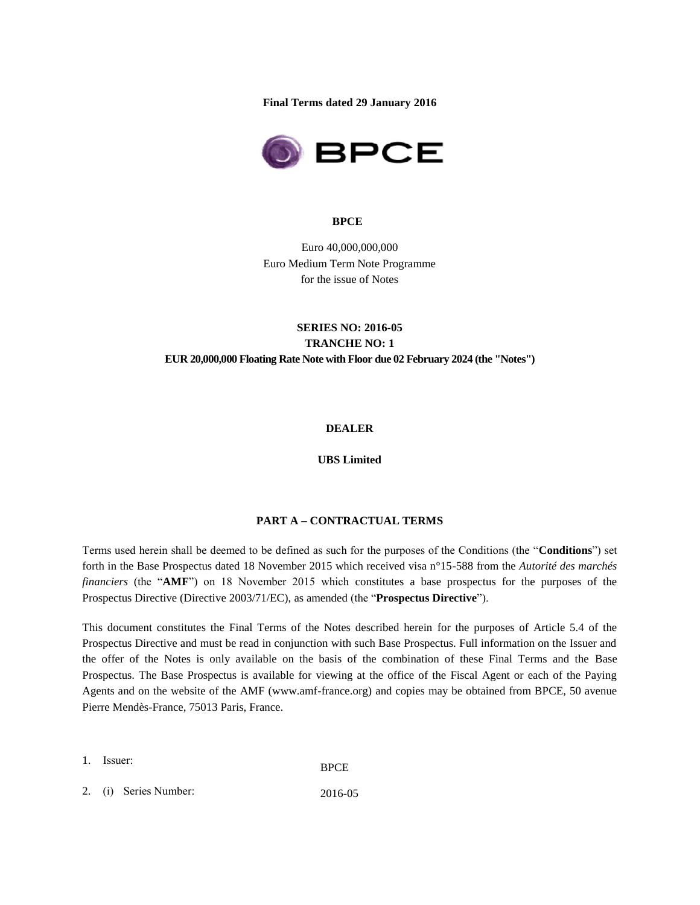**Final Terms dated 29 January 2016**

**BPCE**

Euro 40,000,000,000
Euro Medium Term Note Programme
for the issue of Notes

**SERIES NO: 2016-05**
**TRANCHE NO: 1**
**EUR 20,000,000 Floating Rate Note with Floor due 02 February 2024 (the "Notes")**

**DEALER**

**UBS Limited**

## PART A – CONTRACTUAL TERMS

Terms used herein shall be deemed to be defined as such for the purposes of the Conditions (the "**Conditions**") set forth in the Base Prospectus dated 18 November 2015 which received visa n°15-588 from the *Autorité des marchés financiers* (the "**AMF**") on 18 November 2015 which constitutes a base prospectus for the purposes of the Prospectus Directive (Directive 2003/71/EC), as amended (the "**Prospectus Directive**").

This document constitutes the Final Terms of the Notes described herein for the purposes of Article 5.4 of the Prospectus Directive and must be read in conjunction with such Base Prospectus. Full information on the Issuer and the offer of the Notes is only available on the basis of the combination of these Final Terms and the Base Prospectus. The Base Prospectus is available for viewing at the office of the Fiscal Agent or each of the Paying Agents and on the website of the AMF (www.amf-france.org) and copies may be obtained from BPCE, 50 avenue Pierre Mendès-France, 75013 Paris, France.

| | |
|---|---|
| 1. Issuer: | BPCE |
| 2. (i) Series Number: | 2016-05 |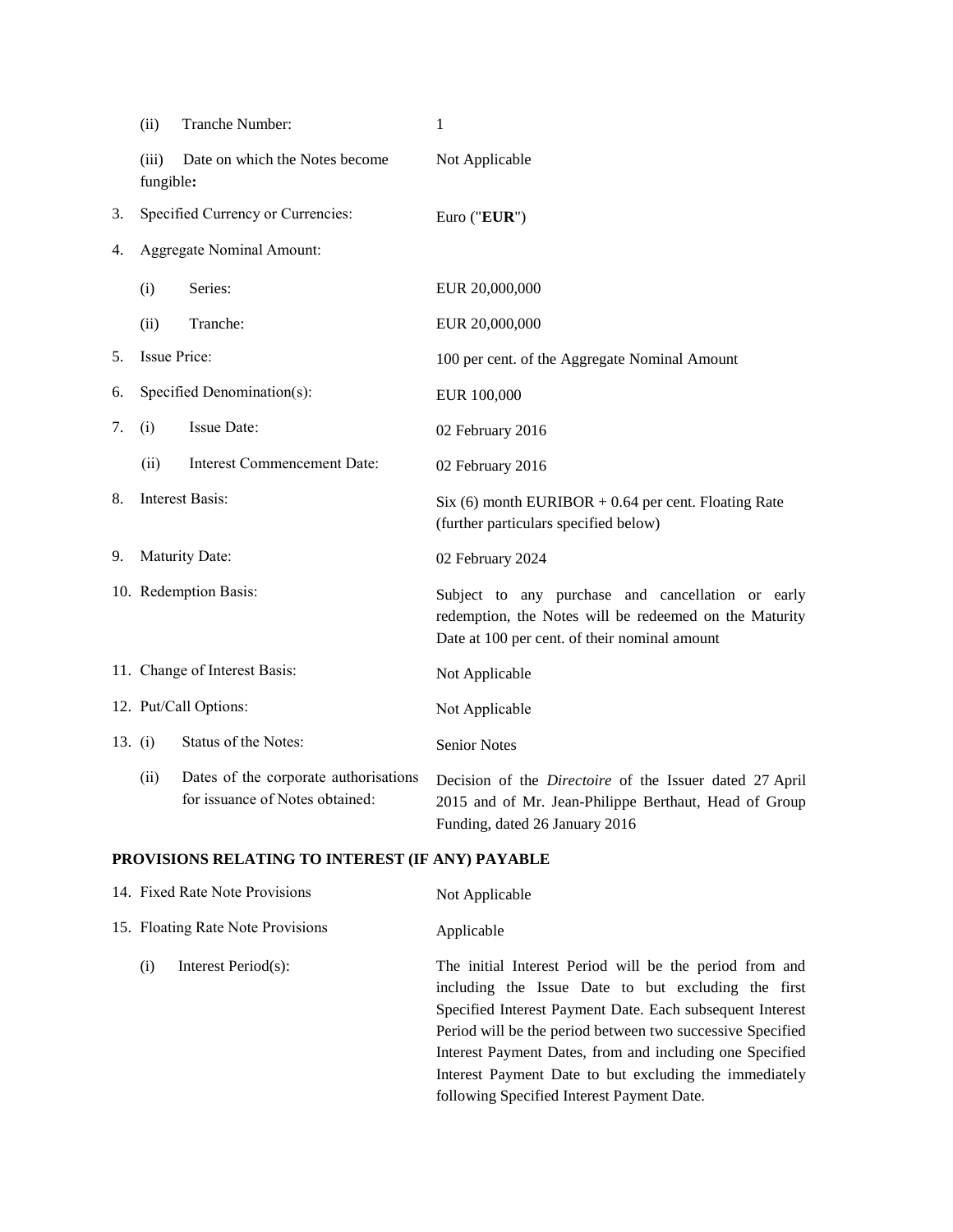| | |
|---|---|
| (ii) Tranche Number: | 1 |
| (iii) Date on which the Notes become fungible**:** | Not Applicable |
| 3. Specified Currency or Currencies: | Euro ("**EUR**") |
| 4. Aggregate Nominal Amount: | |
| (i) Series: | EUR 20,000,000 |
| (ii) Tranche: | EUR 20,000,000 |
| 5. Issue Price: | 100 per cent. of the Aggregate Nominal Amount |
| 6. Specified Denomination(s): | EUR 100,000 |
| 7. (i) Issue Date: | 02 February 2016 |
| (ii) Interest Commencement Date: | 02 February 2016 |
| 8. Interest Basis: | Six (6) month EURIBOR + 0.64 per cent. Floating Rate (further particulars specified below) |
| 9. Maturity Date: | 02 February 2024 |
| 10. Redemption Basis: | Subject to any purchase and cancellation or early redemption, the Notes will be redeemed on the Maturity Date at 100 per cent. of their nominal amount |
| 11. Change of Interest Basis: | Not Applicable |
| 12. Put/Call Options: | Not Applicable |
| 13. (i) Status of the Notes: | Senior Notes |
| (ii) Dates of the corporate authorisations for issuance of Notes obtained: | Decision of the *Directoire* of the Issuer dated 27 April 2015 and of Mr. Jean-Philippe Berthaut, Head of Group Funding, dated 26 January 2016 |

**PROVISIONS RELATING TO INTEREST (IF ANY) PAYABLE**

| | |
|---|---|
| 14. Fixed Rate Note Provisions | Not Applicable |
| 15. Floating Rate Note Provisions | Applicable |
| (i) Interest Period(s): | The initial Interest Period will be the period from and including the Issue Date to but excluding the first Specified Interest Payment Date. Each subsequent Interest Period will be the period between two successive Specified Interest Payment Dates, from and including one Specified Interest Payment Date to but excluding the immediately following Specified Interest Payment Date. |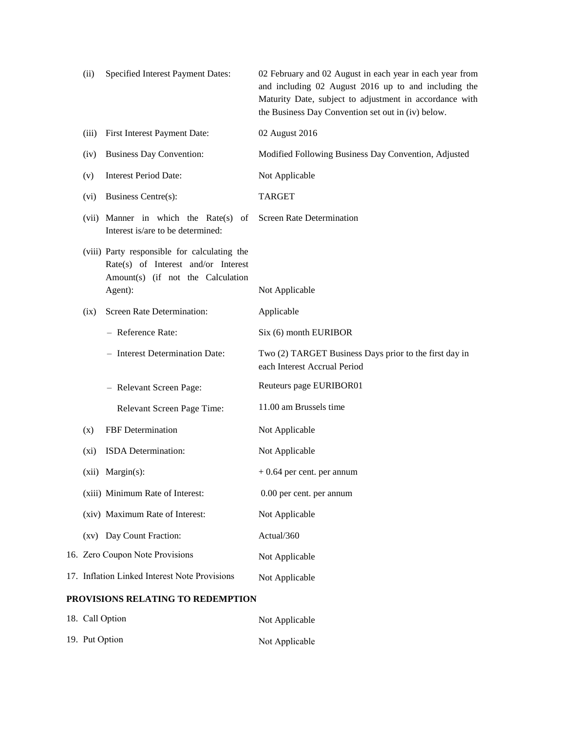| | |
|---|---|
| (ii) Specified Interest Payment Dates: | 02 February and 02 August in each year in each year from and including 02 August 2016 up to and including the Maturity Date, subject to adjustment in accordance with the Business Day Convention set out in (iv) below. |
| (iii) First Interest Payment Date: | 02 August 2016 |
| (iv) Business Day Convention: | Modified Following Business Day Convention, Adjusted |
| (v) Interest Period Date: | Not Applicable |
| (vi) Business Centre(s): | TARGET |
| (vii) Manner in which the Rate(s) of Interest is/are to be determined: | Screen Rate Determination |
| (viii) Party responsible for calculating the Rate(s) of Interest and/or Interest Amount(s) (if not the Calculation Agent): | Not Applicable |
| (ix) Screen Rate Determination: | Applicable |
| – Reference Rate: | Six (6) month EURIBOR |
| – Interest Determination Date: | Two (2) TARGET Business Days prior to the first day in each Interest Accrual Period |
| – Relevant Screen Page: | Reuteurs page EURIBOR01 |
| Relevant Screen Page Time: | 11.00 am Brussels time |
| (x) FBF Determination | Not Applicable |
| (xi) ISDA Determination: | Not Applicable |
| (xii) Margin(s): | + 0.64 per cent. per annum |
| (xiii) Minimum Rate of Interest: | 0.00 per cent. per annum |
| (xiv) Maximum Rate of Interest: | Not Applicable |
| (xv) Day Count Fraction: | Actual/360 |
| 16. Zero Coupon Note Provisions | Not Applicable |
| 17. Inflation Linked Interest Note Provisions | Not Applicable |

**PROVISIONS RELATING TO REDEMPTION**

| | |
|---|---|
| 18. Call Option | Not Applicable |
| 19. Put Option | Not Applicable |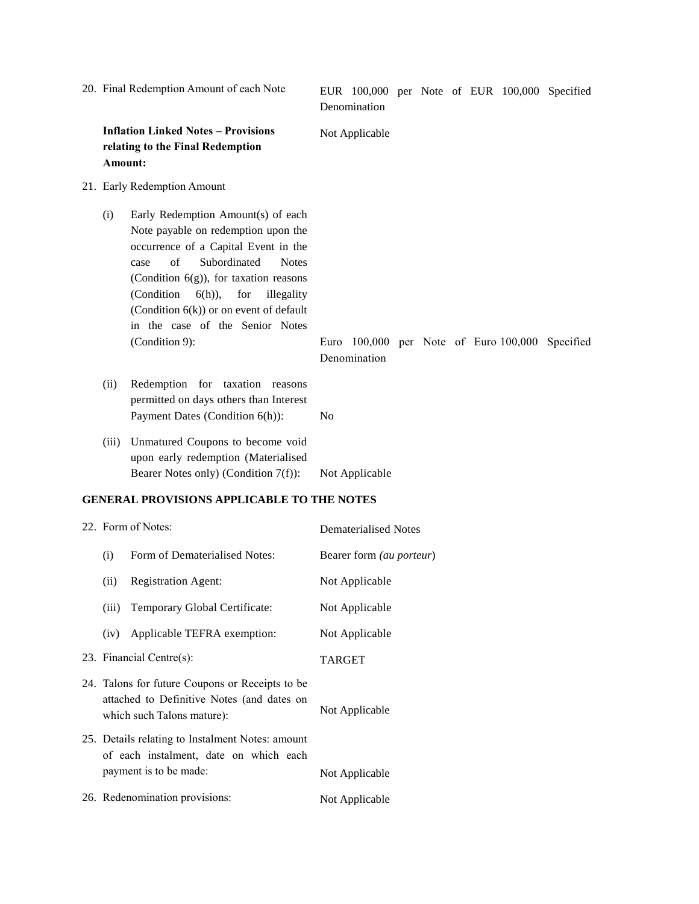20. Final Redemption Amount of each Note — EUR 100,000 per Note of EUR 100,000 Specified Denomination

**Inflation Linked Notes – Provisions relating to the Final Redemption Amount:** — Not Applicable

21. Early Redemption Amount

| | | |
|---|---|---|
| (i) | Early Redemption Amount(s) of each Note payable on redemption upon the occurrence of a Capital Event in the case of Subordinated Notes (Condition 6(g)), for taxation reasons (Condition 6(h)), for illegality (Condition 6(k)) or on event of default in the case of the Senior Notes (Condition 9): | Euro 100,000 per Note of Euro 100,000 Specified Denomination |
| (ii) | Redemption for taxation reasons permitted on days others than Interest Payment Dates (Condition 6(h)): | No |
| (iii) | Unmatured Coupons to become void upon early redemption (Materialised Bearer Notes only) (Condition 7(f)): | Not Applicable |

**GENERAL PROVISIONS APPLICABLE TO THE NOTES**

22. Form of Notes: — Dematerialised Notes

| | | |
|---|---|---|
| (i) | Form of Dematerialised Notes: | Bearer form *(au porteur)* |
| (ii) | Registration Agent: | Not Applicable |
| (iii) | Temporary Global Certificate: | Not Applicable |
| (iv) | Applicable TEFRA exemption: | Not Applicable |

23. Financial Centre(s): — TARGET

24. Talons for future Coupons or Receipts to be attached to Definitive Notes (and dates on which such Talons mature): — Not Applicable

25. Details relating to Instalment Notes: amount of each instalment, date on which each payment is to be made: — Not Applicable

26. Redenomination provisions: — Not Applicable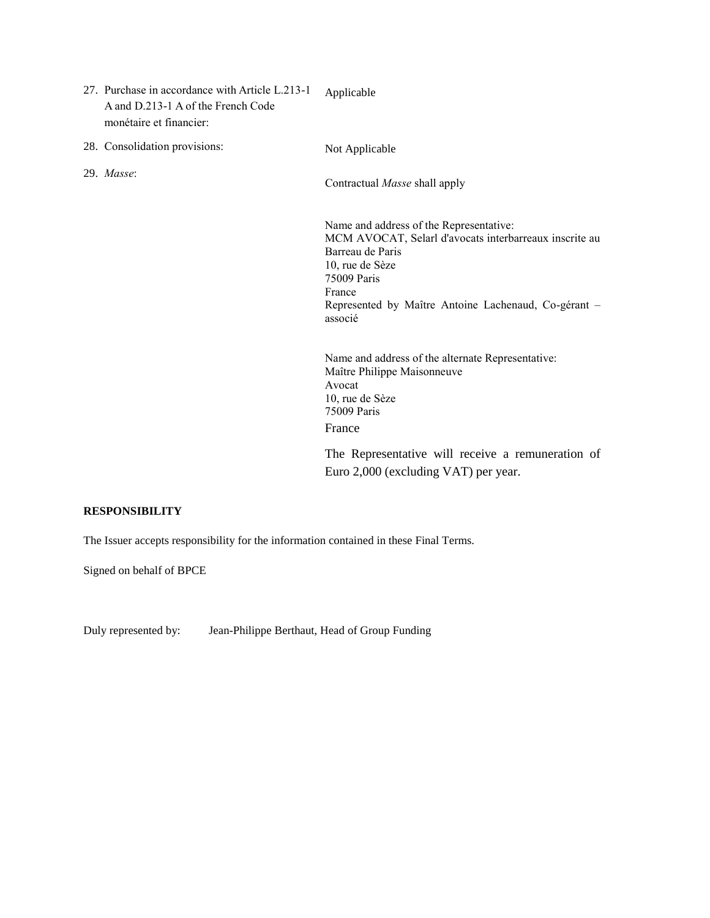27. Purchase in accordance with Article L.213-1 A and D.213-1 A of the French Code monétaire et financier: Applicable

28. Consolidation provisions: Not Applicable

29. *Masse*: Contractual *Masse* shall apply

    Name and address of the Representative:
    MCM AVOCAT, Selarl d'avocats interbarreaux inscrite au Barreau de Paris
    10, rue de Sèze
    75009 Paris
    France
    Represented by Maître Antoine Lachenaud, Co-gérant – associé

    Name and address of the alternate Representative:
    Maître Philippe Maisonneuve
    Avocat
    10, rue de Sèze
    75009 Paris
    France

    The Representative will receive a remuneration of Euro 2,000 (excluding VAT) per year.

**RESPONSIBILITY**

The Issuer accepts responsibility for the information contained in these Final Terms.

Signed on behalf of BPCE

Duly represented by: Jean-Philippe Berthaut, Head of Group Funding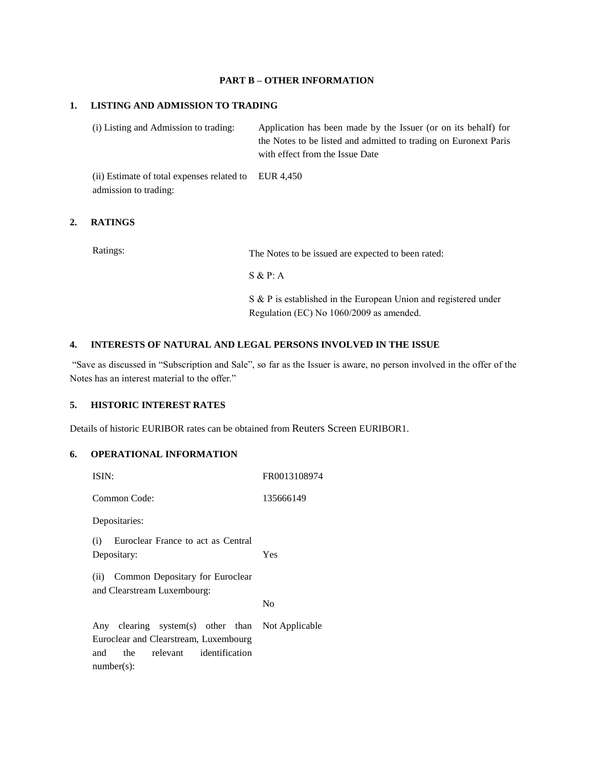## PART B – OTHER INFORMATION

### 1. LISTING AND ADMISSION TO TRADING

| | |
|---|---|
| (i) Listing and Admission to trading: | Application has been made by the Issuer (or on its behalf) for the Notes to be listed and admitted to trading on Euronext Paris with effect from the Issue Date |
| (ii) Estimate of total expenses related to admission to trading: | EUR 4,450 |

### 2. RATINGS

| | |
|---|---|
| Ratings: | The Notes to be issued are expected to been rated:<br><br>S & P: A<br><br>S & P is established in the European Union and registered under Regulation (EC) No 1060/2009 as amended. |

### 4. INTERESTS OF NATURAL AND LEGAL PERSONS INVOLVED IN THE ISSUE

"Save as discussed in "Subscription and Sale", so far as the Issuer is aware, no person involved in the offer of the Notes has an interest material to the offer."

### 5. HISTORIC INTEREST RATES

Details of historic EURIBOR rates can be obtained from Reuters Screen EURIBOR1.

### 6. OPERATIONAL INFORMATION

| | |
|---|---|
| ISIN: | FR0013108974 |
| Common Code: | 135666149 |
| Depositaries: | |
| (i) Euroclear France to act as Central Depositary: | Yes |
| (ii) Common Depositary for Euroclear and Clearstream Luxembourg: | No |
| Any clearing system(s) other than Euroclear and Clearstream, Luxembourg and the relevant identification number(s): | Not Applicable |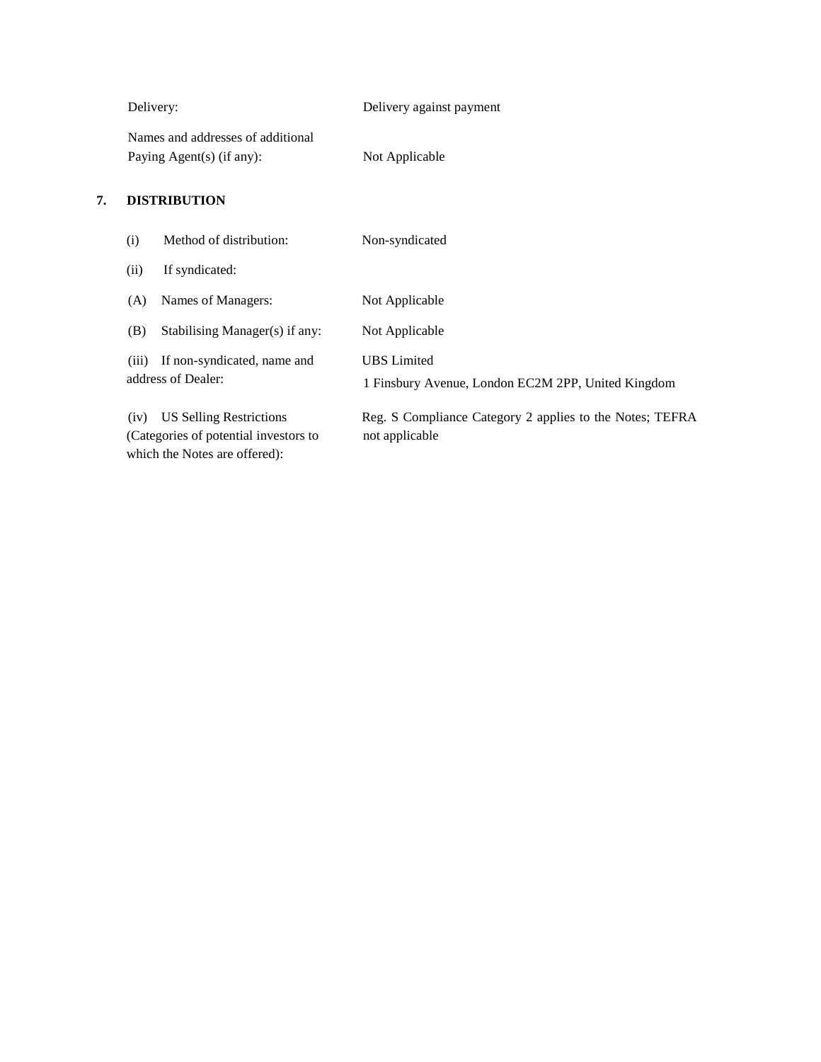| | |
|---|---|
| Delivery: | Delivery against payment |
| Names and addresses of additional Paying Agent(s) (if any): | Not Applicable |

## 7. DISTRIBUTION

| | |
|---|---|
| (i) Method of distribution: | Non-syndicated |
| (ii) If syndicated: | |
| (A) Names of Managers: | Not Applicable |
| (B) Stabilising Manager(s) if any: | Not Applicable |
| (iii) If non-syndicated, name and address of Dealer: | UBS Limited<br>1 Finsbury Avenue, London EC2M 2PP, United Kingdom |
| (iv) US Selling Restrictions (Categories of potential investors to which the Notes are offered): | Reg. S Compliance Category 2 applies to the Notes; TEFRA not applicable |